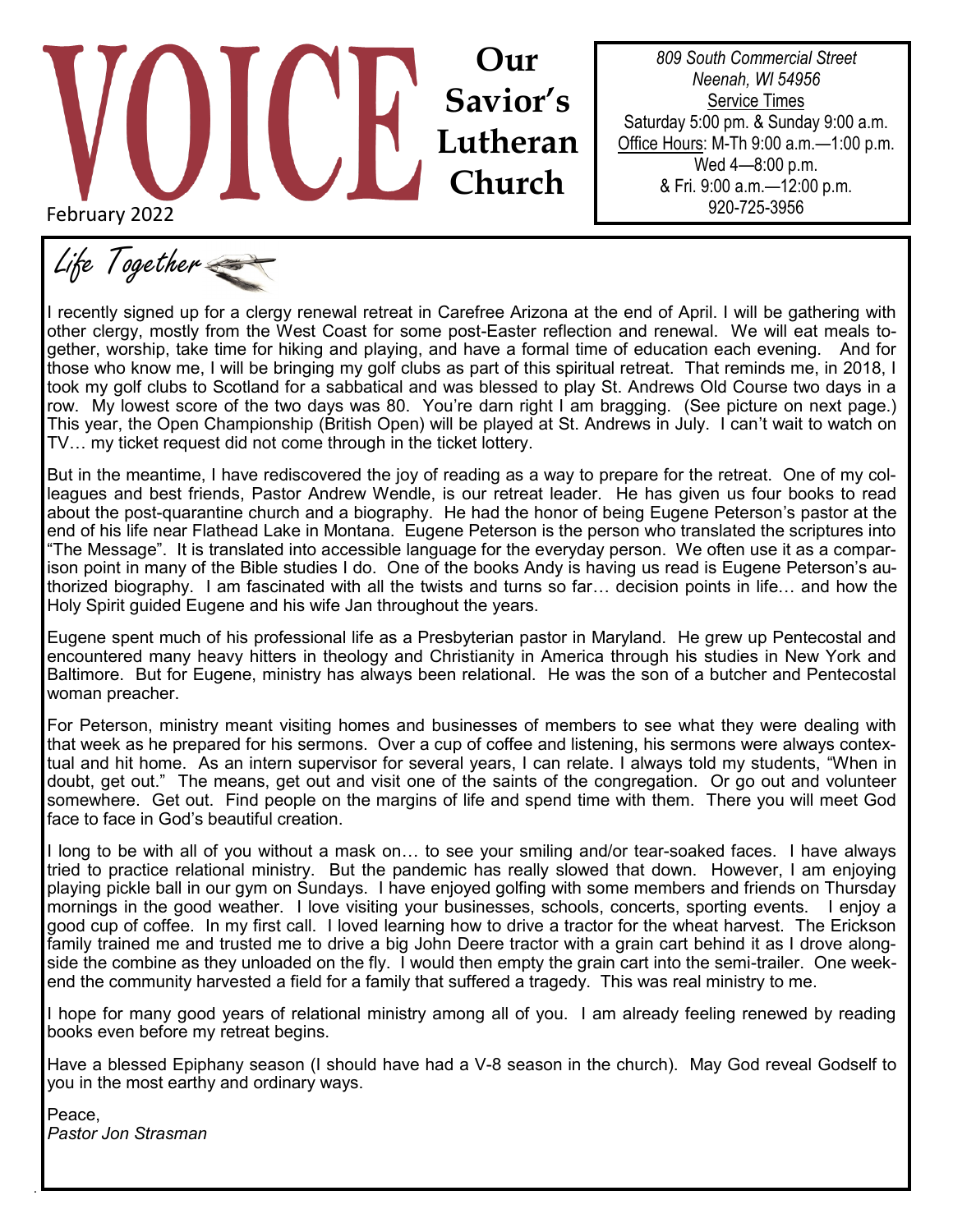# VOICE

**Our Savior's Lutheran Church**

February 2022

*809 South Commercial Street*
*Neenah, WI 54956*
Service Times
Saturday 5:00 pm. & Sunday 9:00 a.m.
Office Hours: M-Th 9:00 a.m.—1:00 p.m.
Wed 4—8:00 p.m.
& Fri. 9:00 a.m.—12:00 p.m.
920-725-3956

## Life Together

I recently signed up for a clergy renewal retreat in Carefree Arizona at the end of April. I will be gathering with other clergy, mostly from the West Coast for some post-Easter reflection and renewal. We will eat meals together, worship, take time for hiking and playing, and have a formal time of education each evening. And for those who know me, I will be bringing my golf clubs as part of this spiritual retreat. That reminds me, in 2018, I took my golf clubs to Scotland for a sabbatical and was blessed to play St. Andrews Old Course two days in a row. My lowest score of the two days was 80. You're darn right I am bragging. (See picture on next page.) This year, the Open Championship (British Open) will be played at St. Andrews in July. I can't wait to watch on TV… my ticket request did not come through in the ticket lottery.

But in the meantime, I have rediscovered the joy of reading as a way to prepare for the retreat. One of my colleagues and best friends, Pastor Andrew Wendle, is our retreat leader. He has given us four books to read about the post-quarantine church and a biography. He had the honor of being Eugene Peterson's pastor at the end of his life near Flathead Lake in Montana. Eugene Peterson is the person who translated the scriptures into "The Message". It is translated into accessible language for the everyday person. We often use it as a comparison point in many of the Bible studies I do. One of the books Andy is having us read is Eugene Peterson's authorized biography. I am fascinated with all the twists and turns so far… decision points in life… and how the Holy Spirit guided Eugene and his wife Jan throughout the years.

Eugene spent much of his professional life as a Presbyterian pastor in Maryland. He grew up Pentecostal and encountered many heavy hitters in theology and Christianity in America through his studies in New York and Baltimore. But for Eugene, ministry has always been relational. He was the son of a butcher and Pentecostal woman preacher.

For Peterson, ministry meant visiting homes and businesses of members to see what they were dealing with that week as he prepared for his sermons. Over a cup of coffee and listening, his sermons were always contextual and hit home. As an intern supervisor for several years, I can relate. I always told my students, "When in doubt, get out." The means, get out and visit one of the saints of the congregation. Or go out and volunteer somewhere. Get out. Find people on the margins of life and spend time with them. There you will meet God face to face in God's beautiful creation.

I long to be with all of you without a mask on… to see your smiling and/or tear-soaked faces. I have always tried to practice relational ministry. But the pandemic has really slowed that down. However, I am enjoying playing pickle ball in our gym on Sundays. I have enjoyed golfing with some members and friends on Thursday mornings in the good weather. I love visiting your businesses, schools, concerts, sporting events. I enjoy a good cup of coffee. In my first call. I loved learning how to drive a tractor for the wheat harvest. The Erickson family trained me and trusted me to drive a big John Deere tractor with a grain cart behind it as I drove alongside the combine as they unloaded on the fly. I would then empty the grain cart into the semi-trailer. One weekend the community harvested a field for a family that suffered a tragedy. This was real ministry to me.

I hope for many good years of relational ministry among all of you. I am already feeling renewed by reading books even before my retreat begins.

Have a blessed Epiphany season (I should have had a V-8 season in the church). May God reveal Godself to you in the most earthy and ordinary ways.

Peace,
*Pastor Jon Strasman*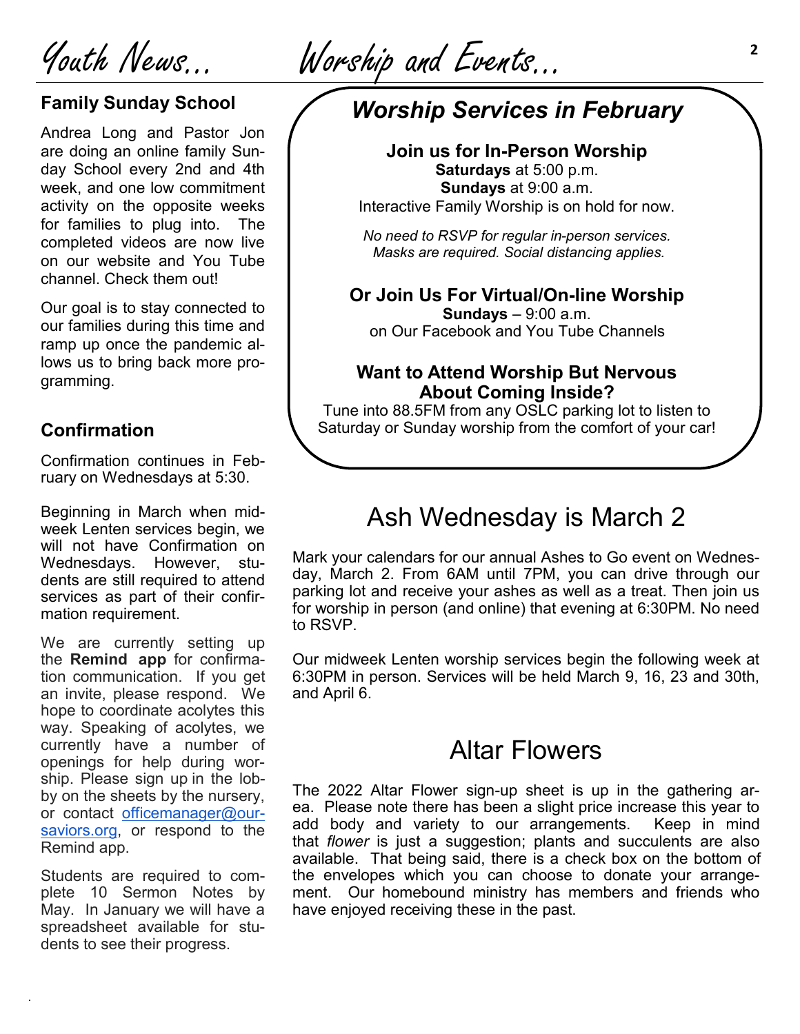# Youth News...

### Family Sunday School

Andrea Long and Pastor Jon are doing an online family Sunday School every 2nd and 4th week, and one low commitment activity on the opposite weeks for families to plug into. The completed videos are now live on our website and You Tube channel. Check them out!

Our goal is to stay connected to our families during this time and ramp up once the pandemic allows us to bring back more programming.

### Confirmation

Confirmation continues in February on Wednesdays at 5:30.

Beginning in March when midweek Lenten services begin, we will not have Confirmation on Wednesdays. However, students are still required to attend services as part of their confirmation requirement.

We are currently setting up the **Remind app** for confirmation communication. If you get an invite, please respond. We hope to coordinate acolytes this way. Speaking of acolytes, we currently have a number of openings for help during worship. Please sign up in the lobby on the sheets by the nursery, or contact officemanager@oursaviors.org, or respond to the Remind app.

Students are required to complete 10 Sermon Notes by May. In January we will have a spreadsheet available for students to see their progress.

# Worship and Events...

## *Worship Services in February*

**Join us for In-Person Worship**
**Saturdays** at 5:00 p.m.
**Sundays** at 9:00 a.m.
Interactive Family Worship is on hold for now.

*No need to RSVP for regular in-person services. Masks are required. Social distancing applies.*

**Or Join Us For Virtual/On-line Worship**
**Sundays** – 9:00 a.m.
on Our Facebook and You Tube Channels

**Want to Attend Worship But Nervous About Coming Inside?**
Tune into 88.5FM from any OSLC parking lot to listen to Saturday or Sunday worship from the comfort of your car!

## Ash Wednesday is March 2

Mark your calendars for our annual Ashes to Go event on Wednesday, March 2. From 6AM until 7PM, you can drive through our parking lot and receive your ashes as well as a treat. Then join us for worship in person (and online) that evening at 6:30PM. No need to RSVP.

Our midweek Lenten worship services begin the following week at 6:30PM in person. Services will be held March 9, 16, 23 and 30th, and April 6.

## Altar Flowers

The 2022 Altar Flower sign-up sheet is up in the gathering area. Please note there has been a slight price increase this year to add body and variety to our arrangements. Keep in mind that *flower* is just a suggestion; plants and succulents are also available. That being said, there is a check box on the bottom of the envelopes which you can choose to donate your arrangement. Our homebound ministry has members and friends who have enjoyed receiving these in the past.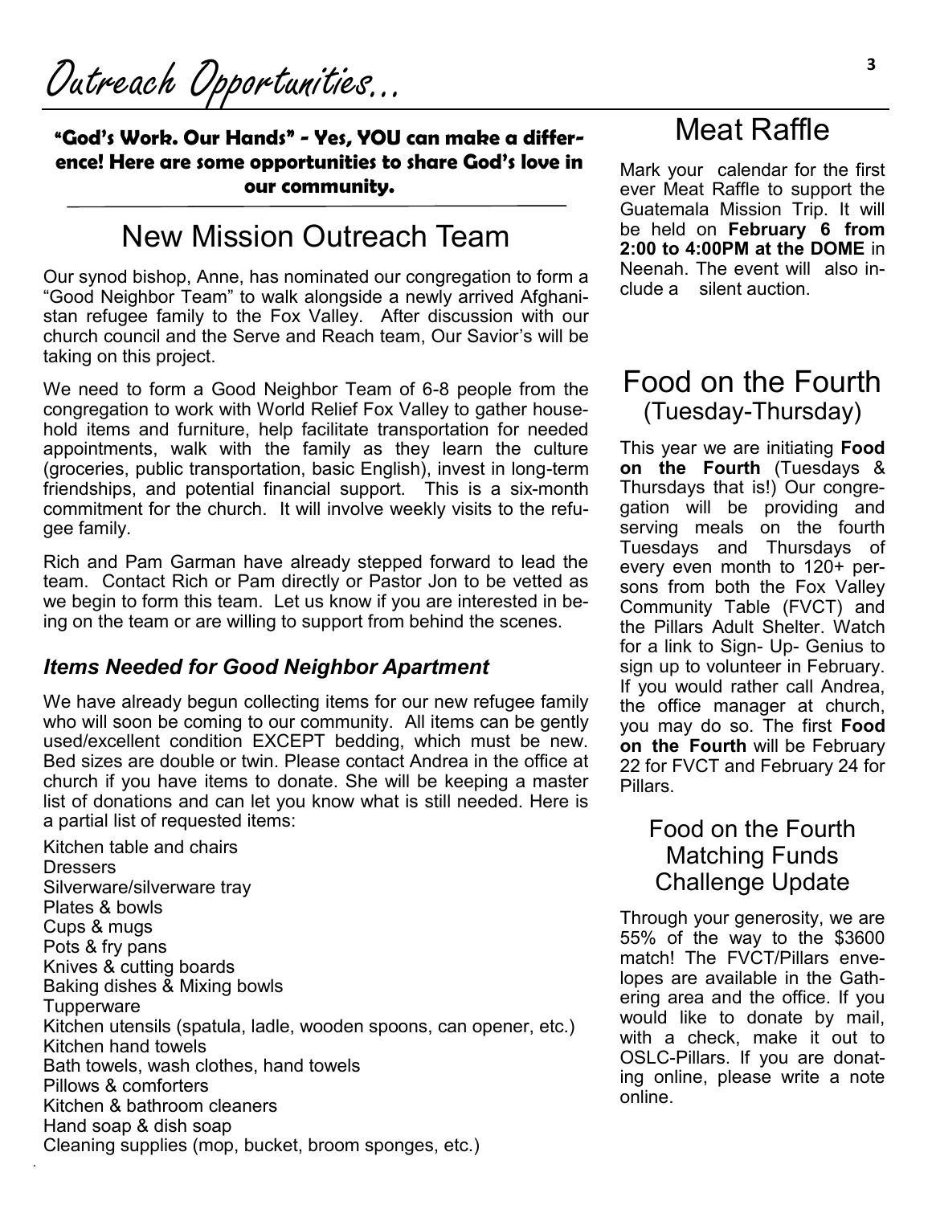# Outreach Opportunities...

**"God's Work. Our Hands" - Yes, YOU can make a difference! Here are some opportunities to share God's love in our community.**

## New Mission Outreach Team

Our synod bishop, Anne, has nominated our congregation to form a "Good Neighbor Team" to walk alongside a newly arrived Afghanistan refugee family to the Fox Valley. After discussion with our church council and the Serve and Reach team, Our Savior's will be taking on this project.

We need to form a Good Neighbor Team of 6-8 people from the congregation to work with World Relief Fox Valley to gather household items and furniture, help facilitate transportation for needed appointments, walk with the family as they learn the culture (groceries, public transportation, basic English), invest in long-term friendships, and potential financial support. This is a six-month commitment for the church. It will involve weekly visits to the refugee family.

Rich and Pam Garman have already stepped forward to lead the team. Contact Rich or Pam directly or Pastor Jon to be vetted as we begin to form this team. Let us know if you are interested in being on the team or are willing to support from behind the scenes.

### *Items Needed for Good Neighbor Apartment*

We have already begun collecting items for our new refugee family who will soon be coming to our community. All items can be gently used/excellent condition EXCEPT bedding, which must be new. Bed sizes are double or twin. Please contact Andrea in the office at church if you have items to donate. She will be keeping a master list of donations and can let you know what is still needed. Here is a partial list of requested items:

Kitchen table and chairs
Dressers
Silverware/silverware tray
Plates & bowls
Cups & mugs
Pots & fry pans
Knives & cutting boards
Baking dishes & Mixing bowls
Tupperware
Kitchen utensils (spatula, ladle, wooden spoons, can opener, etc.)
Kitchen hand towels
Bath towels, wash clothes, hand towels
Pillows & comforters
Kitchen & bathroom cleaners
Hand soap & dish soap
Cleaning supplies (mop, bucket, broom sponges, etc.)

## Meat Raffle

Mark your calendar for the first ever Meat Raffle to support the Guatemala Mission Trip. It will be held on **February 6 from 2:00 to 4:00PM at the DOME** in Neenah. The event will also include a silent auction.

## Food on the Fourth (Tuesday-Thursday)

This year we are initiating **Food on the Fourth** (Tuesdays & Thursdays that is!) Our congregation will be providing and serving meals on the fourth Tuesdays and Thursdays of every even month to 120+ persons from both the Fox Valley Community Table (FVCT) and the Pillars Adult Shelter. Watch for a link to Sign- Up- Genius to sign up to volunteer in February. If you would rather call Andrea, the office manager at church, you may do so. The first **Food on the Fourth** will be February 22 for FVCT and February 24 for Pillars.

### Food on the Fourth Matching Funds Challenge Update

Through your generosity, we are 55% of the way to the $3600 match! The FVCT/Pillars envelopes are available in the Gathering area and the office. If you would like to donate by mail, with a check, make it out to OSLC-Pillars. If you are donating online, please write a note online.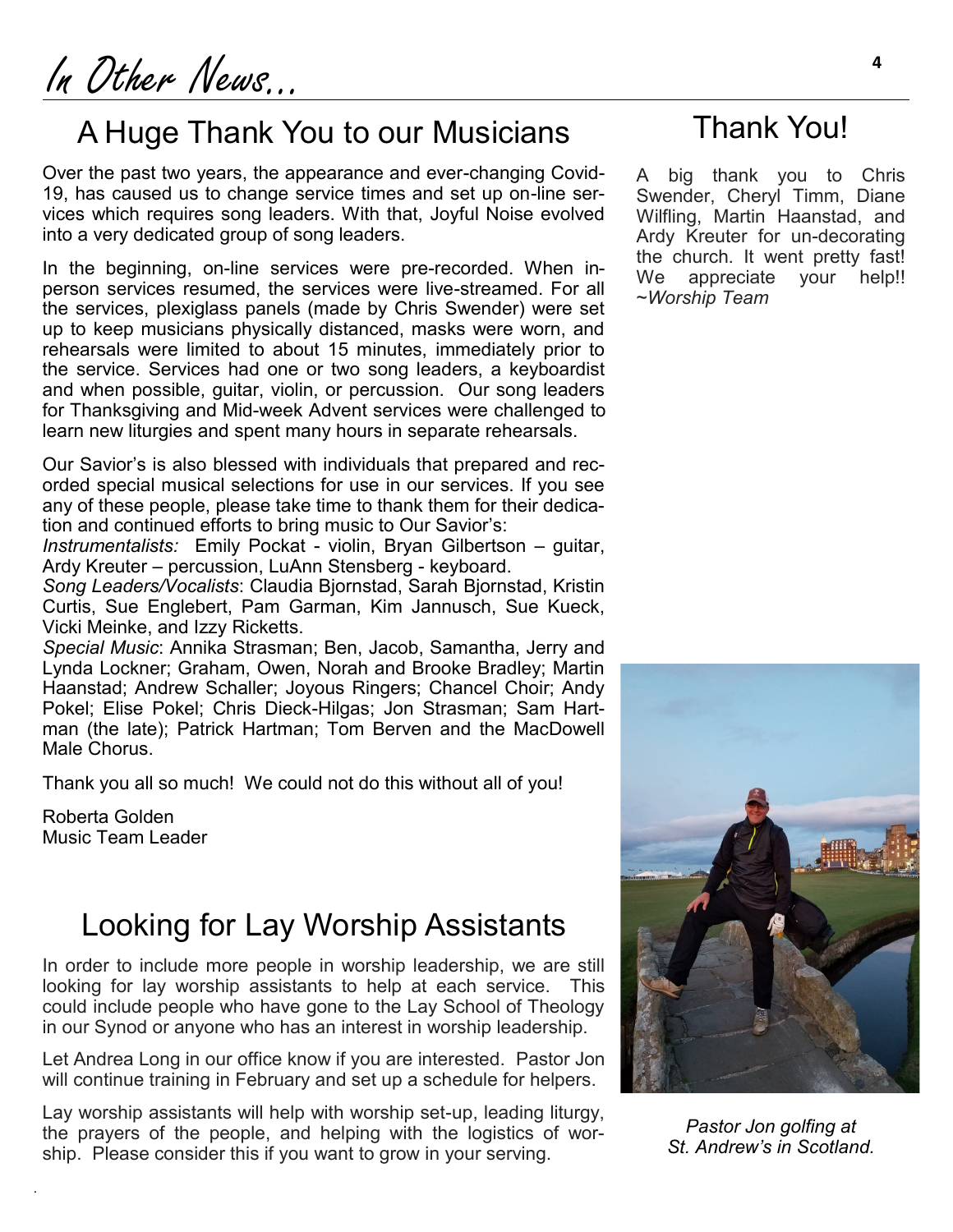# In Other News...

## A Huge Thank You to our Musicians

Over the past two years, the appearance and ever-changing Covid-19, has caused us to change service times and set up on-line services which requires song leaders. With that, Joyful Noise evolved into a very dedicated group of song leaders.

In the beginning, on-line services were pre-recorded. When in-person services resumed, the services were live-streamed. For all the services, plexiglass panels (made by Chris Swender) were set up to keep musicians physically distanced, masks were worn, and rehearsals were limited to about 15 minutes, immediately prior to the service. Services had one or two song leaders, a keyboardist and when possible, guitar, violin, or percussion. Our song leaders for Thanksgiving and Mid-week Advent services were challenged to learn new liturgies and spent many hours in separate rehearsals.

Our Savior's is also blessed with individuals that prepared and recorded special musical selections for use in our services. If you see any of these people, please take time to thank them for their dedication and continued efforts to bring music to Our Savior's:

*Instrumentalists:* Emily Pockat - violin, Bryan Gilbertson – guitar, Ardy Kreuter – percussion, LuAnn Stensberg - keyboard.

*Song Leaders/Vocalists*: Claudia Bjornstad, Sarah Bjornstad, Kristin Curtis, Sue Englebert, Pam Garman, Kim Jannusch, Sue Kueck, Vicki Meinke, and Izzy Ricketts.

*Special Music*: Annika Strasman; Ben, Jacob, Samantha, Jerry and Lynda Lockner; Graham, Owen, Norah and Brooke Bradley; Martin Haanstad; Andrew Schaller; Joyous Ringers; Chancel Choir; Andy Pokel; Elise Pokel; Chris Dieck-Hilgas; Jon Strasman; Sam Hartman (the late); Patrick Hartman; Tom Berven and the MacDowell Male Chorus.

Thank you all so much! We could not do this without all of you!

Roberta Golden
Music Team Leader

## Looking for Lay Worship Assistants

In order to include more people in worship leadership, we are still looking for lay worship assistants to help at each service. This could include people who have gone to the Lay School of Theology in our Synod or anyone who has an interest in worship leadership.

Let Andrea Long in our office know if you are interested. Pastor Jon will continue training in February and set up a schedule for helpers.

Lay worship assistants will help with worship set-up, leading liturgy, the prayers of the people, and helping with the logistics of worship. Please consider this if you want to grow in your serving.

## Thank You!

A big thank you to Chris Swender, Cheryl Timm, Diane Wilfling, Martin Haanstad, and Ardy Kreuter for un-decorating the church. It went pretty fast! We appreciate your help!! *~Worship Team*

*Pastor Jon golfing at St. Andrew's in Scotland.*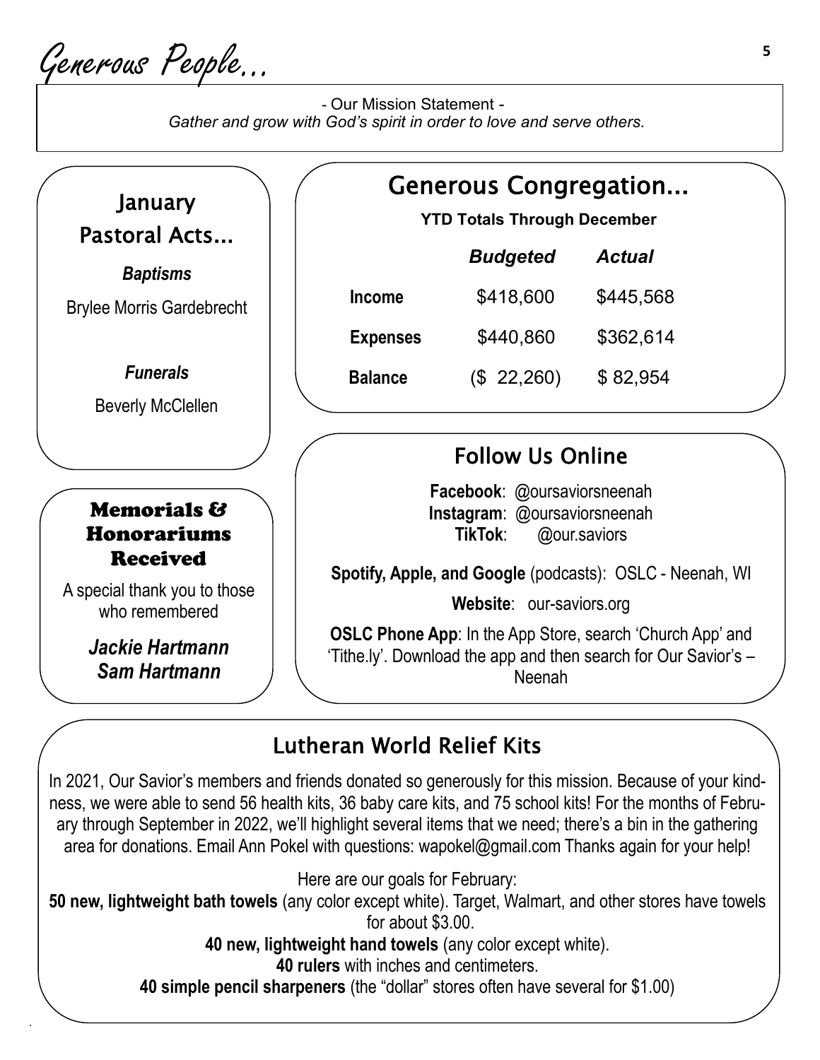# Generous People...

- Our Mission Statement -
*Gather and grow with God's spirit in order to love and serve others.*

## January Pastoral Acts...

***Baptisms***

Brylee Morris Gardebrecht

***Funerals***

Beverly McClellen

## Generous Congregation...

**YTD Totals Through December**

| | ***Budgeted*** | ***Actual*** |
|---|---|---|
| **Income** | $418,600 | $445,568 |
| **Expenses** | $440,860 | $362,614 |
| **Balance** | ($ 22,260) | $ 82,954 |

## Memorials & Honorariums Received

A special thank you to those who remembered

***Jackie Hartmann***
***Sam Hartmann***

## Follow Us Online

**Facebook**: @oursaviorsneenah
**Instagram**: @oursaviorsneenah
**TikTok**: @our.saviors

**Spotify, Apple, and Google** (podcasts): OSLC - Neenah, WI

**Website**: our-saviors.org

**OSLC Phone App**: In the App Store, search 'Church App' and 'Tithe.ly'. Download the app and then search for Our Savior's – Neenah

## Lutheran World Relief Kits

In 2021, Our Savior's members and friends donated so generously for this mission. Because of your kindness, we were able to send 56 health kits, 36 baby care kits, and 75 school kits! For the months of February through September in 2022, we'll highlight several items that we need; there's a bin in the gathering area for donations. Email Ann Pokel with questions: wapokel@gmail.com Thanks again for your help!

Here are our goals for February:

**50 new, lightweight bath towels** (any color except white). Target, Walmart, and other stores have towels for about $3.00.

**40 new, lightweight hand towels** (any color except white).

**40 rulers** with inches and centimeters.

**40 simple pencil sharpeners** (the "dollar" stores often have several for $1.00)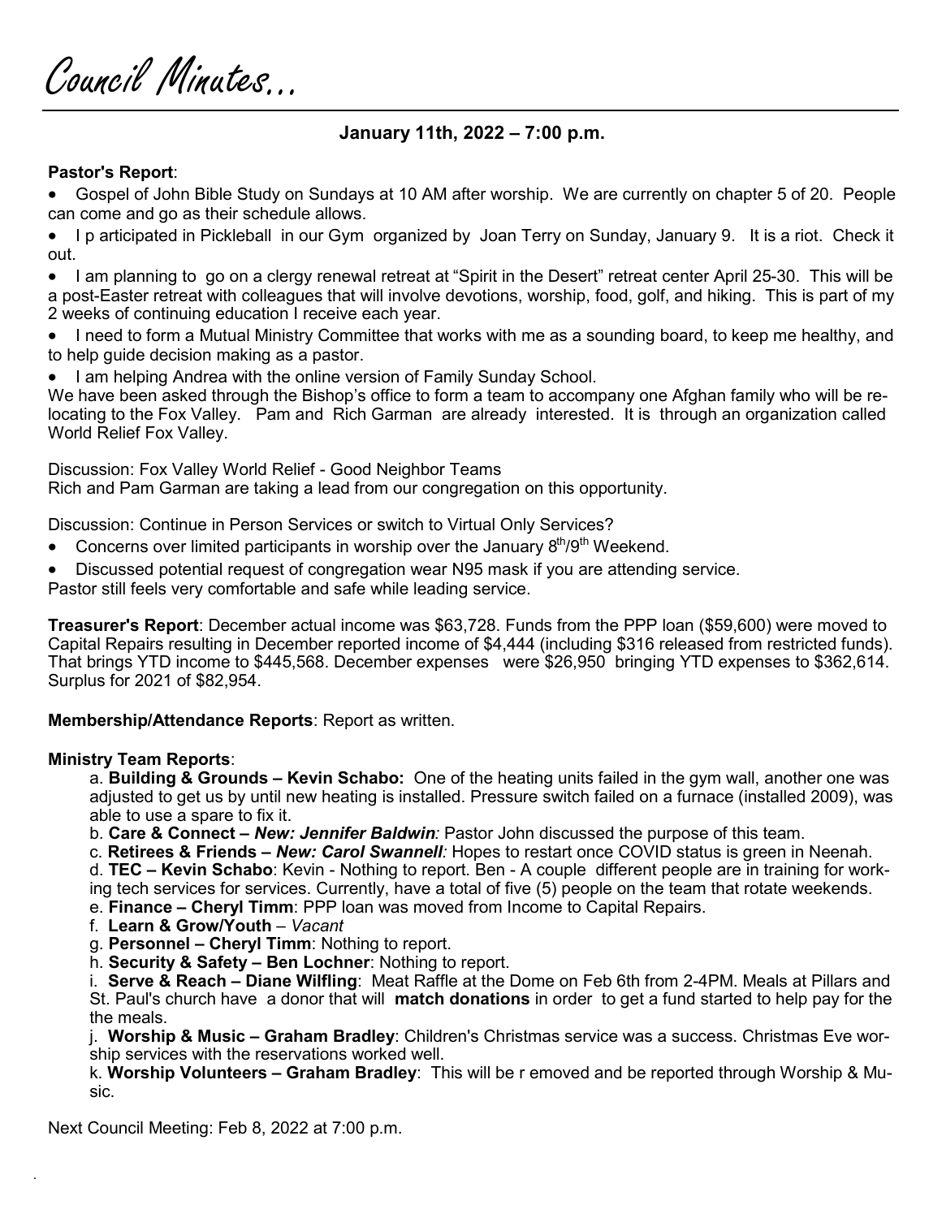# Council Minutes...

**January 11th, 2022 – 7:00 p.m.**

**Pastor's Report**:

- Gospel of John Bible Study on Sundays at 10 AM after worship. We are currently on chapter 5 of 20. People can come and go as their schedule allows.
- I p articipated in Pickleball in our Gym organized by Joan Terry on Sunday, January 9. It is a riot. Check it out.
- I am planning to go on a clergy renewal retreat at "Spirit in the Desert" retreat center April 25-30. This will be a post-Easter retreat with colleagues that will involve devotions, worship, food, golf, and hiking. This is part of my 2 weeks of continuing education I receive each year.
- I need to form a Mutual Ministry Committee that works with me as a sounding board, to keep me healthy, and to help guide decision making as a pastor.
- I am helping Andrea with the online version of Family Sunday School.

We have been asked through the Bishop's office to form a team to accompany one Afghan family who will be re-locating to the Fox Valley. Pam and Rich Garman are already interested. It is through an organization called World Relief Fox Valley.

Discussion: Fox Valley World Relief - Good Neighbor Teams
Rich and Pam Garman are taking a lead from our congregation on this opportunity.

Discussion: Continue in Person Services or switch to Virtual Only Services?

- Concerns over limited participants in worship over the January 8th/9th Weekend.
- Discussed potential request of congregation wear N95 mask if you are attending service.

Pastor still feels very comfortable and safe while leading service.

**Treasurer's Report**: December actual income was $63,728. Funds from the PPP loan ($59,600) were moved to Capital Repairs resulting in December reported income of $4,444 (including $316 released from restricted funds). That brings YTD income to $445,568. December expenses were $26,950 bringing YTD expenses to $362,614. Surplus for 2021 of $82,954.

**Membership/Attendance Reports**: Report as written.

**Ministry Team Reports**:

a. **Building & Grounds – Kevin Schabo:** One of the heating units failed in the gym wall, another one was adjusted to get us by until new heating is installed. Pressure switch failed on a furnace (installed 2009), was able to use a spare to fix it.

b. **Care & Connect –** ***New: Jennifer Baldwin****:* Pastor John discussed the purpose of this team.

c. **Retirees & Friends –** ***New: Carol Swannell****:* Hopes to restart once COVID status is green in Neenah.

d. **TEC – Kevin Schabo**: Kevin - Nothing to report. Ben - A couple different people are in training for working tech services for services. Currently, have a total of five (5) people on the team that rotate weekends.

e. **Finance – Cheryl Timm**: PPP loan was moved from Income to Capital Repairs.

f. **Learn & Grow/Youth** – *Vacant*

g. **Personnel – Cheryl Timm**: Nothing to report.

h. **Security & Safety – Ben Lochner**: Nothing to report.

i. **Serve & Reach – Diane Wilfling**: Meat Raffle at the Dome on Feb 6th from 2-4PM. Meals at Pillars and St. Paul's church have a donor that will **match donations** in order to get a fund started to help pay for the the meals.

j. **Worship & Music – Graham Bradley**: Children's Christmas service was a success. Christmas Eve worship services with the reservations worked well.

k. **Worship Volunteers – Graham Bradley**: This will be r emoved and be reported through Worship & Music.

Next Council Meeting: Feb 8, 2022 at 7:00 p.m.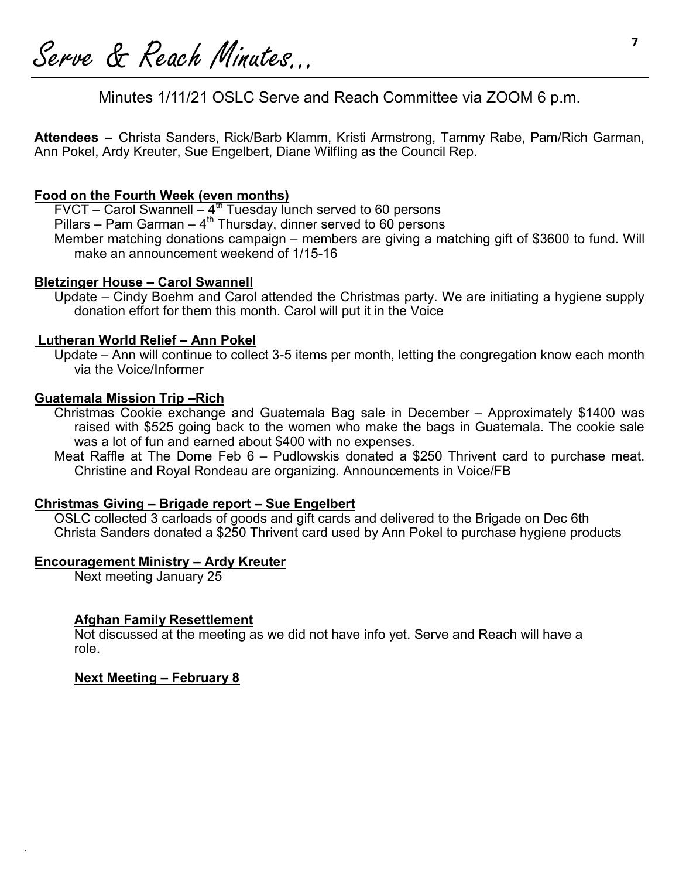# Serve & Reach Minutes...

Minutes 1/11/21 OSLC Serve and Reach Committee via ZOOM 6 p.m.

**Attendees –** Christa Sanders, Rick/Barb Klamm, Kristi Armstrong, Tammy Rabe, Pam/Rich Garman, Ann Pokel, Ardy Kreuter, Sue Engelbert, Diane Wilfling as the Council Rep.

**Food on the Fourth Week (even months)**

FVCT – Carol Swannell – 4th Tuesday lunch served to 60 persons
Pillars – Pam Garman – 4th Thursday, dinner served to 60 persons
Member matching donations campaign – members are giving a matching gift of $3600 to fund. Will make an announcement weekend of 1/15-16

**Bletzinger House – Carol Swannell**

Update – Cindy Boehm and Carol attended the Christmas party. We are initiating a hygiene supply donation effort for them this month. Carol will put it in the Voice

**Lutheran World Relief – Ann Pokel**

Update – Ann will continue to collect 3-5 items per month, letting the congregation know each month via the Voice/Informer

**Guatemala Mission Trip –Rich**

Christmas Cookie exchange and Guatemala Bag sale in December – Approximately $1400 was raised with $525 going back to the women who make the bags in Guatemala. The cookie sale was a lot of fun and earned about $400 with no expenses.
Meat Raffle at The Dome Feb 6 – Pudlowskis donated a $250 Thrivent card to purchase meat. Christine and Royal Rondeau are organizing. Announcements in Voice/FB

**Christmas Giving – Brigade report – Sue Engelbert**

OSLC collected 3 carloads of goods and gift cards and delivered to the Brigade on Dec 6th
Christa Sanders donated a $250 Thrivent card used by Ann Pokel to purchase hygiene products

**Encouragement Ministry – Ardy Kreuter**

Next meeting January 25

**Afghan Family Resettlement**

Not discussed at the meeting as we did not have info yet. Serve and Reach will have a role.

**Next Meeting – February 8**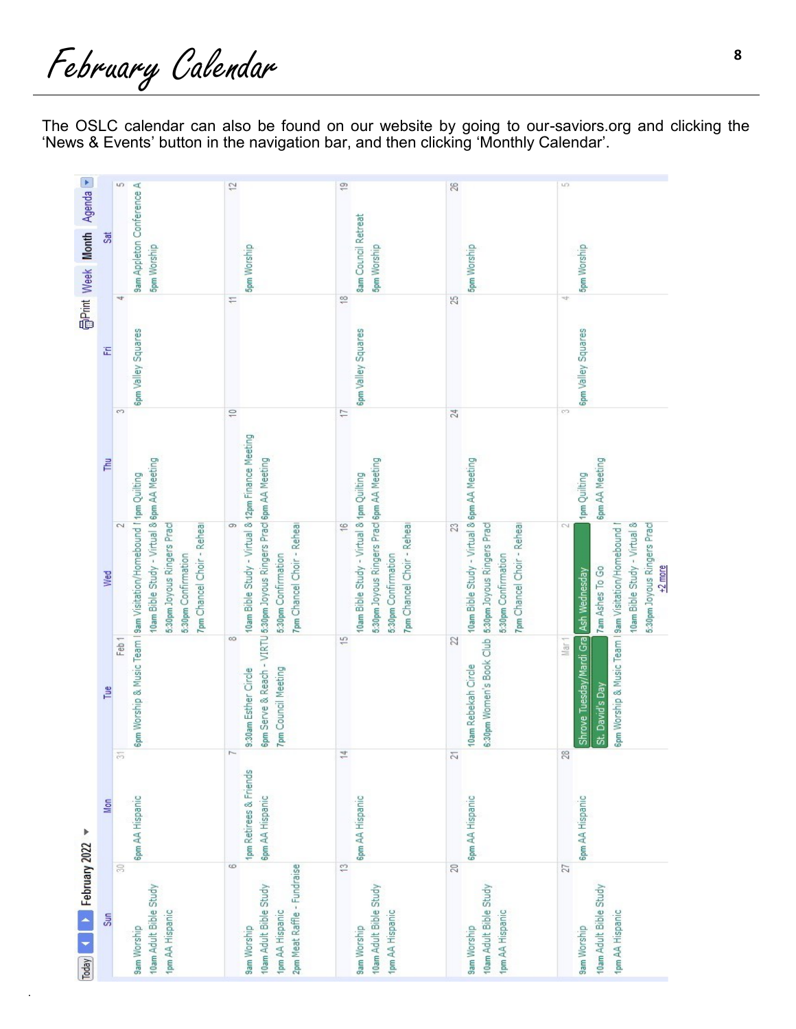# February Calendar

The OSLC calendar can also be found on our website by going to our-saviors.org and clicking the 'News & Events' button in the navigation bar, and then clicking 'Monthly Calendar'.

February 2022

| Sun | Mon | Tue | Wed | Thu | Fri | Sat |
|---|---|---|---|---|---|---|
| 30<br>9am Worship<br>10am Adult Bible Study<br>1pm AA Hispanic | 31<br>6pm AA Hispanic | Feb 1<br>6pm Worship & Music Team | 2<br>9am Visitation/Homebound f<br>10am Bible Study - Virtual &<br>5:30pm Joyous Ringers Pracl<br>5:30pm Confirmation<br>7pm Chancel Choir - Rehear | 3<br>1pm Quilting<br>6pm AA Meeting | 4<br>6pm Valley Squares | 5<br>9am Appleton Conference A<br>5pm Worship |
| 6<br>9am Worship<br>10am Adult Bible Study<br>1pm AA Hispanic<br>2pm Meat Raffle - Fundraise | 7<br>1pm Retirees & Friends<br>6pm AA Hispanic | 8<br>9:30am Esther Circle<br>6pm Serve & Reach - VIRTU<br>7pm Council Meeting | 9<br>10am Bible Study - Virtual &<br>5:30pm Joyous Ringers Pracl<br>5:30pm Confirmation<br>7pm Chancel Choir - Rehear | 10<br>12pm Finance Meeting<br>6pm AA Meeting | 11 | 12<br>5pm Worship |
| 13<br>9am Worship<br>10am Adult Bible Study<br>1pm AA Hispanic | 14<br>6pm AA Hispanic | 15 | 16<br>10am Bible Study - Virtual &<br>5:30pm Joyous Ringers Pracl<br>5:30pm Confirmation<br>7pm Chancel Choir - Rehear | 17<br>1pm Quilting<br>6pm AA Meeting | 18<br>6pm Valley Squares | 19<br>8am Council Retreat<br>5pm Worship |
| 20<br>9am Worship<br>10am Adult Bible Study<br>1pm AA Hispanic | 21<br>6pm AA Hispanic | 22<br>10am Rebekah Circle<br>6:30pm Women's Book Club | 23<br>10am Bible Study - Virtual &<br>5:30pm Joyous Ringers Pracl<br>5:30pm Confirmation<br>7pm Chancel Choir - Rehear | 24<br>6pm AA Meeting | 25 | 26<br>5pm Worship |
| 27<br>9am Worship<br>10am Adult Bible Study<br>1pm AA Hispanic | 28<br>6pm AA Hispanic | Mar 1<br>Shrove Tuesday/Mardi Gra<br>St. David's Day<br>6pm Worship & Music Team | 2<br>Ash Wednesday<br>7am Ashes To Go<br>9am Visitation/Homebound f<br>10am Bible Study - Virtual &<br>5:30pm Joyous Ringers Pracl<br>+2 more | 3<br>1pm Quilting<br>6pm AA Meeting | 4<br>6pm Valley Squares | 5<br>5pm Worship |